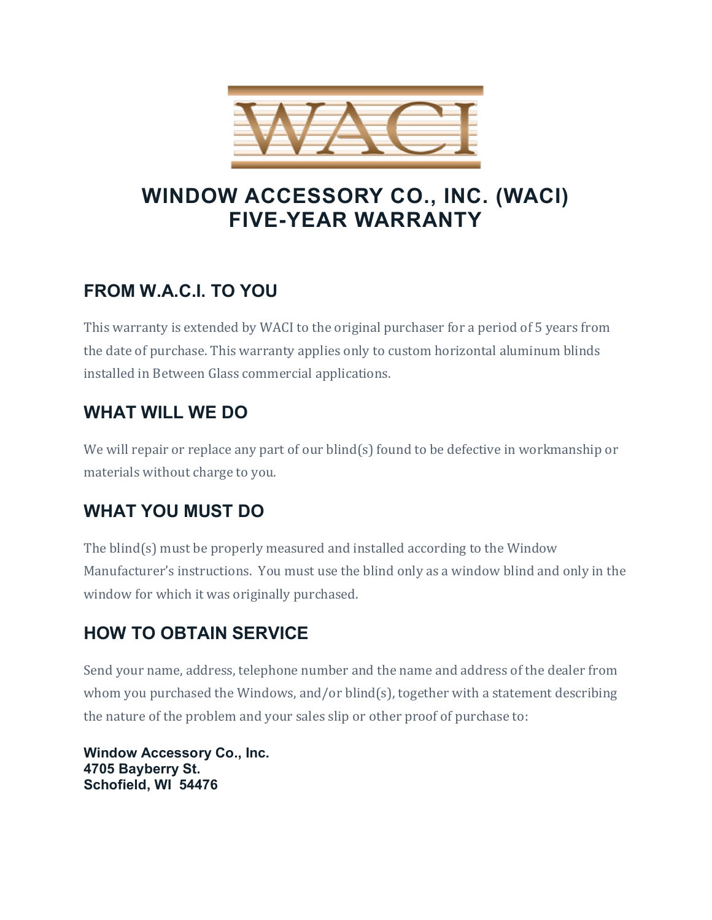# WINDOW ACCESSORY CO., INC. (WACI)
# FIVE-YEAR WARRANTY

## FROM W.A.C.I. TO YOU

This warranty is extended by WACI to the original purchaser for a period of 5 years from the date of purchase. This warranty applies only to custom horizontal aluminum blinds installed in Between Glass commercial applications.

## WHAT WILL WE DO

We will repair or replace any part of our blind(s) found to be defective in workmanship or materials without charge to you.

## WHAT YOU MUST DO

The blind(s) must be properly measured and installed according to the Window Manufacturer's instructions. You must use the blind only as a window blind and only in the window for which it was originally purchased.

## HOW TO OBTAIN SERVICE

Send your name, address, telephone number and the name and address of the dealer from whom you purchased the Windows, and/or blind(s), together with a statement describing the nature of the problem and your sales slip or other proof of purchase to:

**Window Accessory Co., Inc.**
**4705 Bayberry St.**
**Schofield, WI 54476**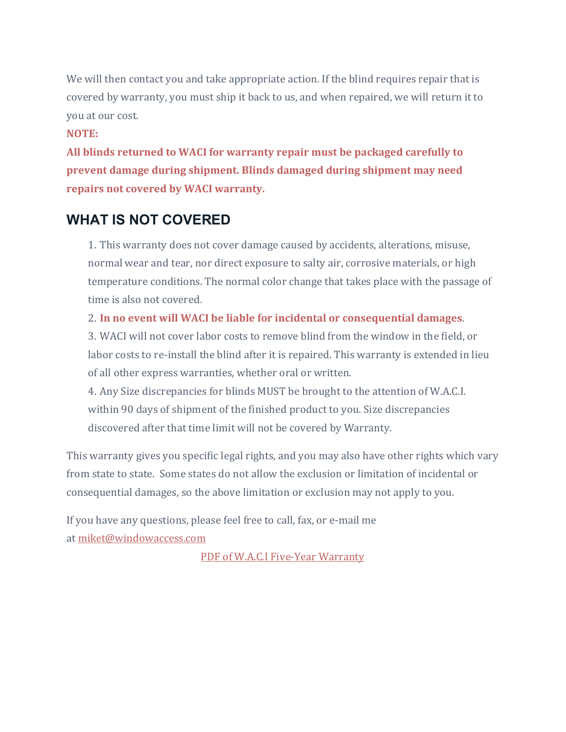We will then contact you and take appropriate action. If the blind requires repair that is covered by warranty, you must ship it back to us, and when repaired, we will return it to you at our cost.

**NOTE:**

**All blinds returned to WACI for warranty repair must be packaged carefully to prevent damage during shipment. Blinds damaged during shipment may need repairs not covered by WACI warranty.**

## WHAT IS NOT COVERED

1. This warranty does not cover damage caused by accidents, alterations, misuse, normal wear and tear, nor direct exposure to salty air, corrosive materials, or high temperature conditions. The normal color change that takes place with the passage of time is also not covered.
2. **In no event will WACI be liable for incidental or consequential damages**.
3. WACI will not cover labor costs to remove blind from the window in the field, or labor costs to re-install the blind after it is repaired. This warranty is extended in lieu of all other express warranties, whether oral or written.
4. Any Size discrepancies for blinds MUST be brought to the attention of W.A.C.I. within 90 days of shipment of the finished product to you. Size discrepancies discovered after that time limit will not be covered by Warranty.

This warranty gives you specific legal rights, and you may also have other rights which vary from state to state. Some states do not allow the exclusion or limitation of incidental or consequential damages, so the above limitation or exclusion may not apply to you.

If you have any questions, please feel free to call, fax, or e-mail me at miket@windowaccess.com

PDF of W.A.C.I Five-Year Warranty